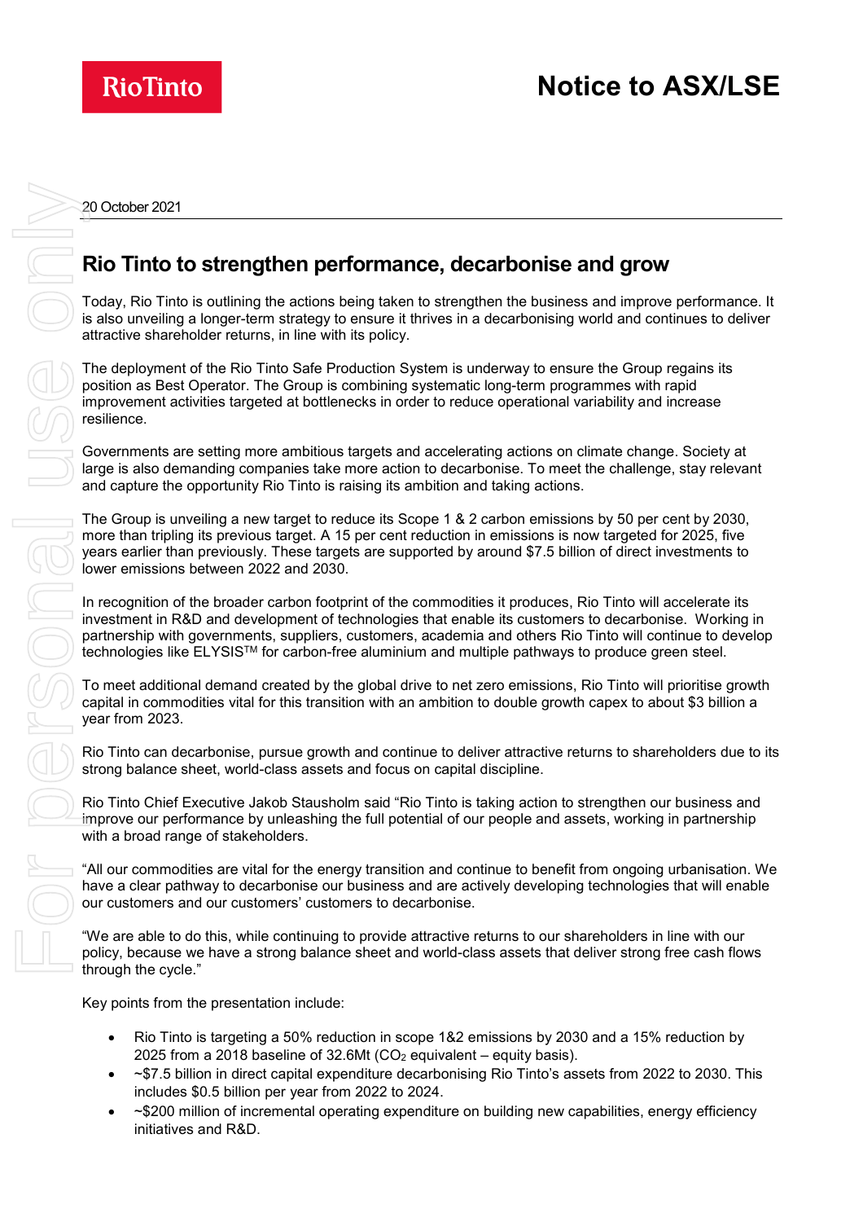Notice to ASX/LSE

20 October 2021

# Rio Tinto to strengthen performance, decarbonise and grow

Today, Rio Tinto is outlining the actions being taken to strengthen the business and improve performance. It is also unveiling a longer-term strategy to ensure it thrives in a decarbonising world and continues to deliver attractive shareholder returns, in line with its policy.

The deployment of the Rio Tinto Safe Production System is underway to ensure the Group regains its position as Best Operator. The Group is combining systematic long-term programmes with rapid improvement activities targeted at bottlenecks in order to reduce operational variability and increase resilience.

Governments are setting more ambitious targets and accelerating actions on climate change. Society at large is also demanding companies take more action to decarbonise. To meet the challenge, stay relevant and capture the opportunity Rio Tinto is raising its ambition and taking actions.

The Group is unveiling a new target to reduce its Scope 1 & 2 carbon emissions by 50 per cent by 2030, more than tripling its previous target. A 15 per cent reduction in emissions is now targeted for 2025, five years earlier than previously. These targets are supported by around $7.5 billion of direct investments to lower emissions between 2022 and 2030.

In recognition of the broader carbon footprint of the commodities it produces, Rio Tinto will accelerate its investment in R&D and development of technologies that enable its customers to decarbonise. Working in partnership with governments, suppliers, customers, academia and others Rio Tinto will continue to develop technologies like ELYSIS™ for carbon-free aluminium and multiple pathways to produce green steel.

To meet additional demand created by the global drive to net zero emissions, Rio Tinto will prioritise growth capital in commodities vital for this transition with an ambition to double growth capex to about $3 billion a year from 2023.

Rio Tinto can decarbonise, pursue growth and continue to deliver attractive returns to shareholders due to its strong balance sheet, world-class assets and focus on capital discipline.

Rio Tinto Chief Executive Jakob Stausholm said "Rio Tinto is taking action to strengthen our business and improve our performance by unleashing the full potential of our people and assets, working in partnership with a broad range of stakeholders.

"All our commodities are vital for the energy transition and continue to benefit from ongoing urbanisation. We have a clear pathway to decarbonise our business and are actively developing technologies that will enable our customers and our customers' customers to decarbonise.

"We are able to do this, while continuing to provide attractive returns to our shareholders in line with our policy, because we have a strong balance sheet and world-class assets that deliver strong free cash flows through the cycle."

Key points from the presentation include:

- Rio Tinto is targeting a 50% reduction in scope 1&2 emissions by 2030 and a 15% reduction by 2025 from a 2018 baseline of 32.6Mt ($CO_2$ equivalent – equity basis).
- ~$7.5 billion in direct capital expenditure decarbonising Rio Tinto's assets from 2022 to 2030. This includes $0.5 billion per year from 2022 to 2024.
- ~$200 million of incremental operating expenditure on building new capabilities, energy efficiency initiatives and R&D.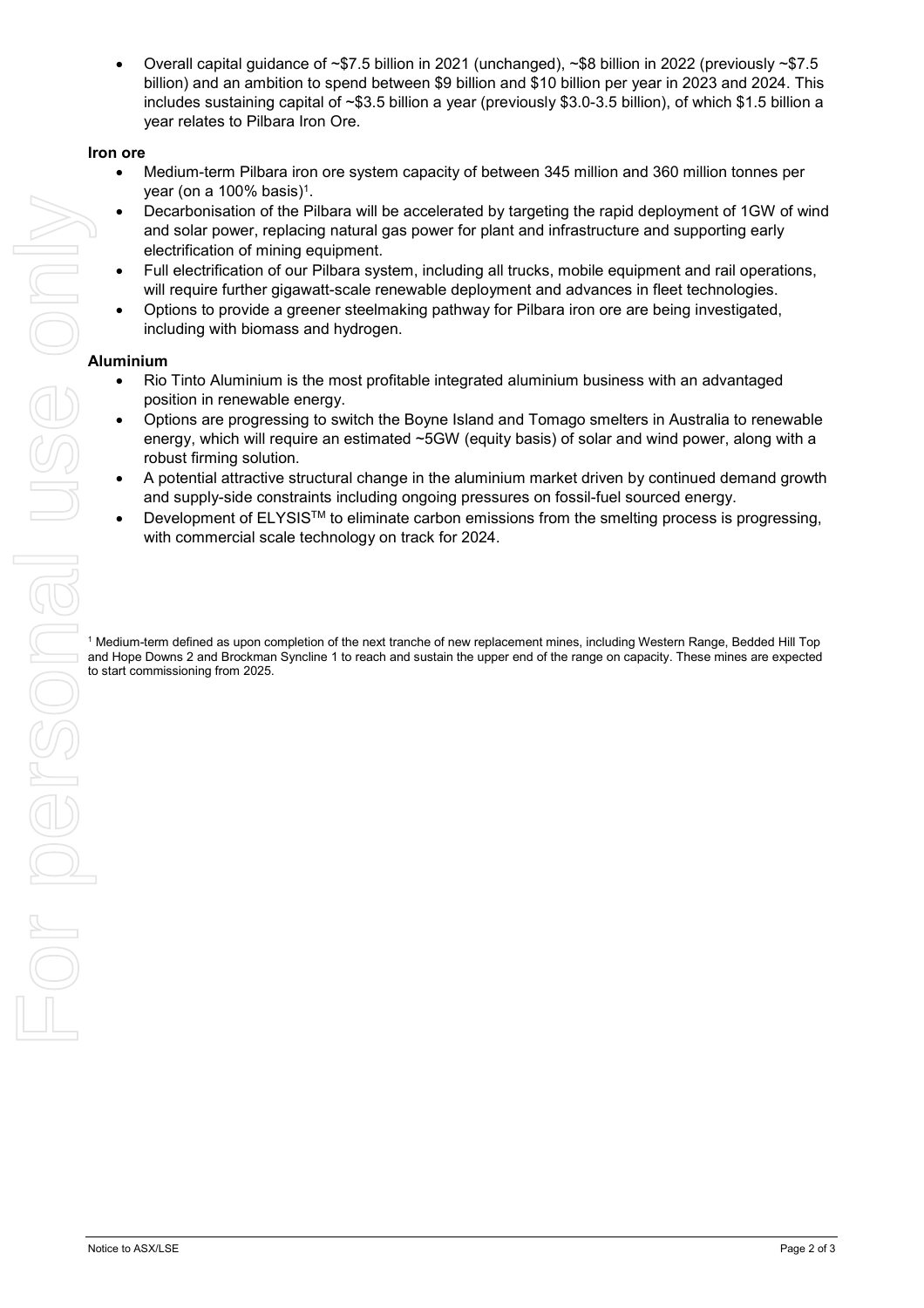- Overall capital guidance of ~$7.5 billion in 2021 (unchanged), ~$8 billion in 2022 (previously ~$7.5 billion) and an ambition to spend between $9 billion and $10 billion per year in 2023 and 2024. This includes sustaining capital of ~$3.5 billion a year (previously $3.0-3.5 billion), of which $1.5 billion a year relates to Pilbara Iron Ore.

**Iron ore**

- Medium-term Pilbara iron ore system capacity of between 345 million and 360 million tonnes per year (on a 100% basis)[1].
- Decarbonisation of the Pilbara will be accelerated by targeting the rapid deployment of 1GW of wind and solar power, replacing natural gas power for plant and infrastructure and supporting early electrification of mining equipment.
- Full electrification of our Pilbara system, including all trucks, mobile equipment and rail operations, will require further gigawatt-scale renewable deployment and advances in fleet technologies.
- Options to provide a greener steelmaking pathway for Pilbara iron ore are being investigated, including with biomass and hydrogen.

**Aluminium**

- Rio Tinto Aluminium is the most profitable integrated aluminium business with an advantaged position in renewable energy.
- Options are progressing to switch the Boyne Island and Tomago smelters in Australia to renewable energy, which will require an estimated ~5GW (equity basis) of solar and wind power, along with a robust firming solution.
- A potential attractive structural change in the aluminium market driven by continued demand growth and supply-side constraints including ongoing pressures on fossil-fuel sourced energy.
- Development of ELYSIS™ to eliminate carbon emissions from the smelting process is progressing, with commercial scale technology on track for 2024.

[1] Medium-term defined as upon completion of the next tranche of new replacement mines, including Western Range, Bedded Hill Top and Hope Downs 2 and Brockman Syncline 1 to reach and sustain the upper end of the range on capacity. These mines are expected to start commissioning from 2025.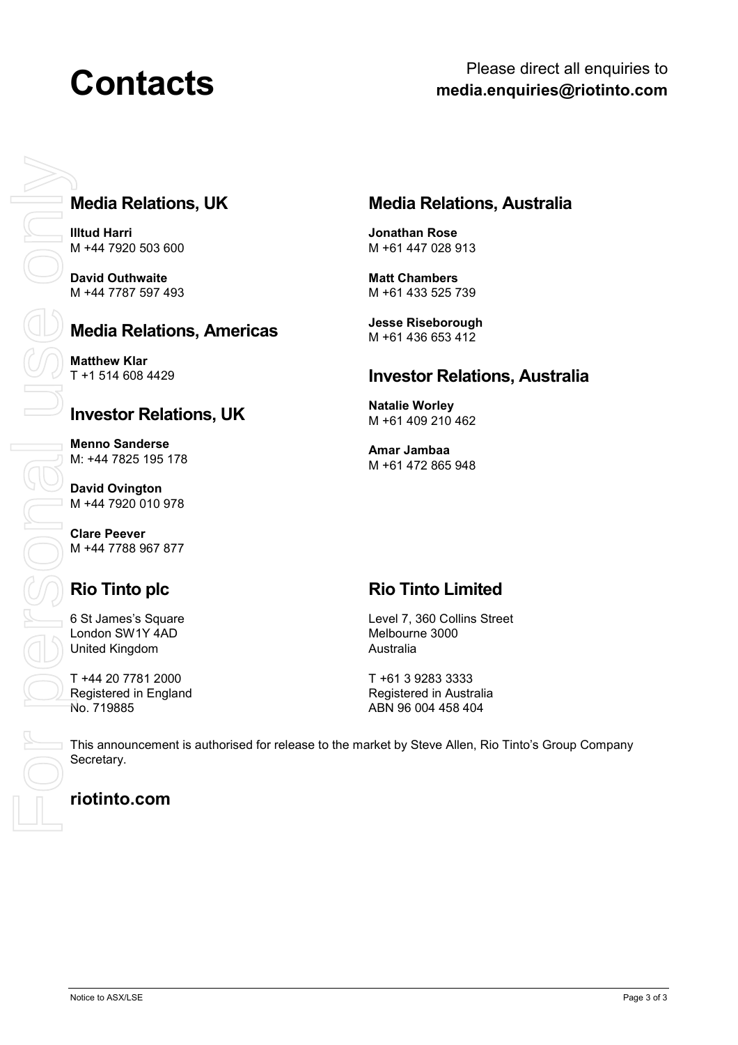# Contacts

Please direct all enquiries to
**media.enquiries@riotinto.com**

## Media Relations, UK

**Illtud Harri**
M +44 7920 503 600

**David Outhwaite**
M +44 7787 597 493

## Media Relations, Americas

**Matthew Klar**
T +1 514 608 4429

## Investor Relations, UK

**Menno Sanderse**
M: +44 7825 195 178

**David Ovington**
M +44 7920 010 978

**Clare Peever**
M +44 7788 967 877

## Media Relations, Australia

**Jonathan Rose**
M +61 447 028 913

**Matt Chambers**
M +61 433 525 739

**Jesse Riseborough**
M +61 436 653 412

## Investor Relations, Australia

**Natalie Worley**
M +61 409 210 462

**Amar Jambaa**
M +61 472 865 948

## Rio Tinto plc

6 St James's Square
London SW1Y 4AD
United Kingdom

T +44 20 7781 2000
Registered in England
No. 719885

## Rio Tinto Limited

Level 7, 360 Collins Street
Melbourne 3000
Australia

T +61 3 9283 3333
Registered in Australia
ABN 96 004 458 404

This announcement is authorised for release to the market by Steve Allen, Rio Tinto's Group Company Secretary.

## riotinto.com